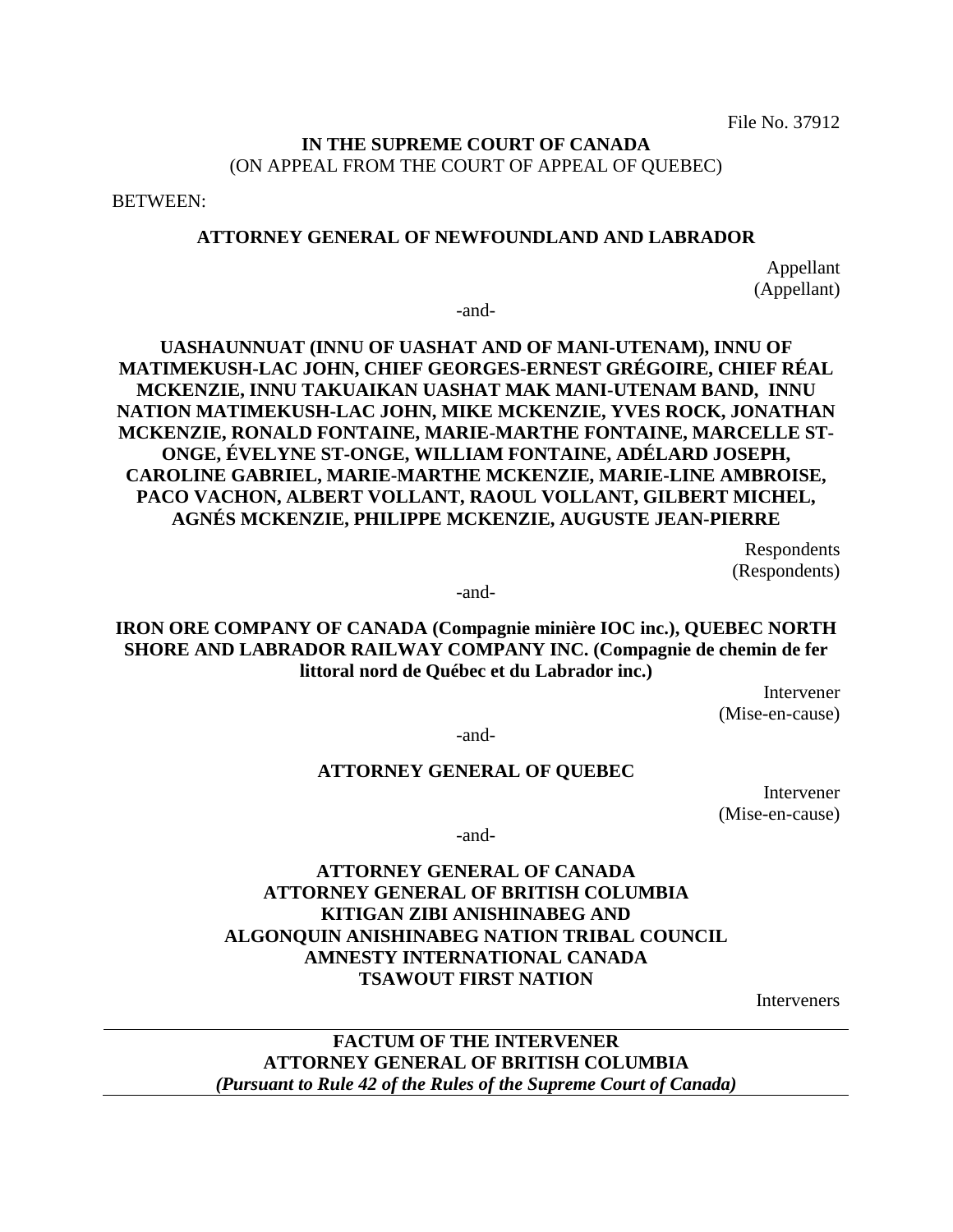File No. 37912

**IN THE SUPREME COURT OF CANADA**
(ON APPEAL FROM THE COURT OF APPEAL OF QUEBEC)

BETWEEN:

**ATTORNEY GENERAL OF NEWFOUNDLAND AND LABRADOR**

Appellant
(Appellant)

-and-

**UASHAUNNUAT (INNU OF UASHAT AND OF MANI-UTENAM), INNU OF MATIMEKUSH-LAC JOHN, CHIEF GEORGES-ERNEST GRÉGOIRE, CHIEF RÉAL MCKENZIE, INNU TAKUAIKAN UASHAT MAK MANI-UTENAM BAND, INNU NATION MATIMEKUSH-LAC JOHN, MIKE MCKENZIE, YVES ROCK, JONATHAN MCKENZIE, RONALD FONTAINE, MARIE-MARTHE FONTAINE, MARCELLE ST-ONGE, ÉVELYNE ST-ONGE, WILLIAM FONTAINE, ADÉLARD JOSEPH, CAROLINE GABRIEL, MARIE-MARTHE MCKENZIE, MARIE-LINE AMBROISE, PACO VACHON, ALBERT VOLLANT, RAOUL VOLLANT, GILBERT MICHEL, AGNÉS MCKENZIE, PHILIPPE MCKENZIE, AUGUSTE JEAN-PIERRE**

Respondents
(Respondents)

-and-

**IRON ORE COMPANY OF CANADA (Compagnie minière IOC inc.), QUEBEC NORTH SHORE AND LABRADOR RAILWAY COMPANY INC. (Compagnie de chemin de fer littoral nord de Québec et du Labrador inc.)**

Intervener
(Mise-en-cause)

-and-

**ATTORNEY GENERAL OF QUEBEC**

Intervener
(Mise-en-cause)

-and-

**ATTORNEY GENERAL OF CANADA**
**ATTORNEY GENERAL OF BRITISH COLUMBIA**
**KITIGAN ZIBI ANISHINABEG AND**
**ALGONQUIN ANISHINABEG NATION TRIBAL COUNCIL**
**AMNESTY INTERNATIONAL CANADA**
**TSAWOUT FIRST NATION**

Interveners

---

**FACTUM OF THE INTERVENER**
**ATTORNEY GENERAL OF BRITISH COLUMBIA**
***(Pursuant to Rule 42 of the Rules of the Supreme Court of Canada)***

---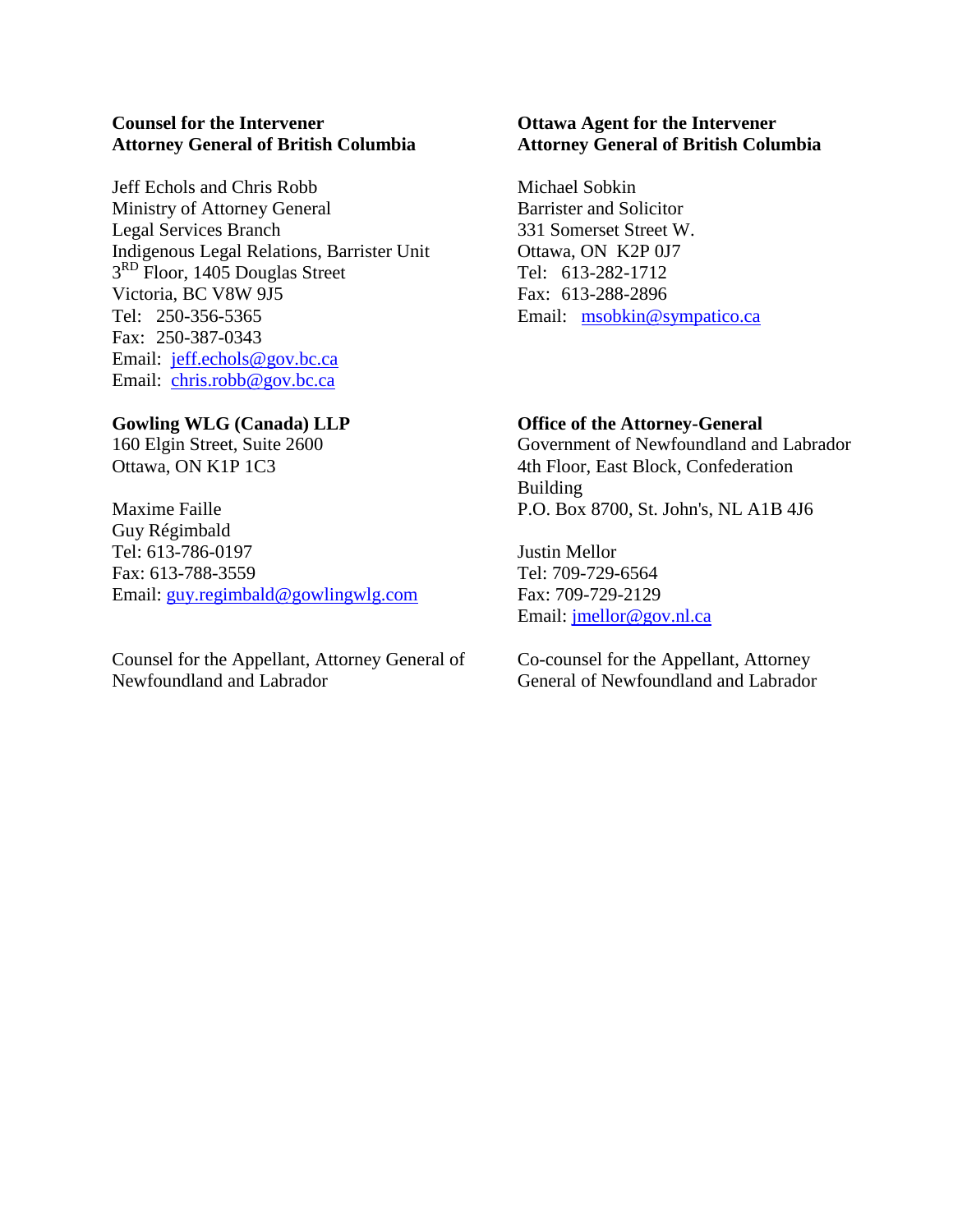**Counsel for the Intervener**
**Attorney General of British Columbia**

Jeff Echols and Chris Robb
Ministry of Attorney General
Legal Services Branch
Indigenous Legal Relations, Barrister Unit
3RD Floor, 1405 Douglas Street
Victoria, BC V8W 9J5
Tel: 250-356-5365
Fax: 250-387-0343
Email: jeff.echols@gov.bc.ca
Email: chris.robb@gov.bc.ca

**Ottawa Agent for the Intervener**
**Attorney General of British Columbia**

Michael Sobkin
Barrister and Solicitor
331 Somerset Street W.
Ottawa, ON K2P 0J7
Tel: 613-282-1712
Fax: 613-288-2896
Email: msobkin@sympatico.ca

**Gowling WLG (Canada) LLP**
160 Elgin Street, Suite 2600
Ottawa, ON K1P 1C3

Maxime Faille
Guy Régimbald
Tel: 613-786-0197
Fax: 613-788-3559
Email: guy.regimbald@gowlingwlg.com

Counsel for the Appellant, Attorney General of Newfoundland and Labrador

**Office of the Attorney-General**
Government of Newfoundland and Labrador
4th Floor, East Block, Confederation Building
P.O. Box 8700, St. John's, NL A1B 4J6

Justin Mellor
Tel: 709-729-6564
Fax: 709-729-2129
Email: jmellor@gov.nl.ca

Co-counsel for the Appellant, Attorney General of Newfoundland and Labrador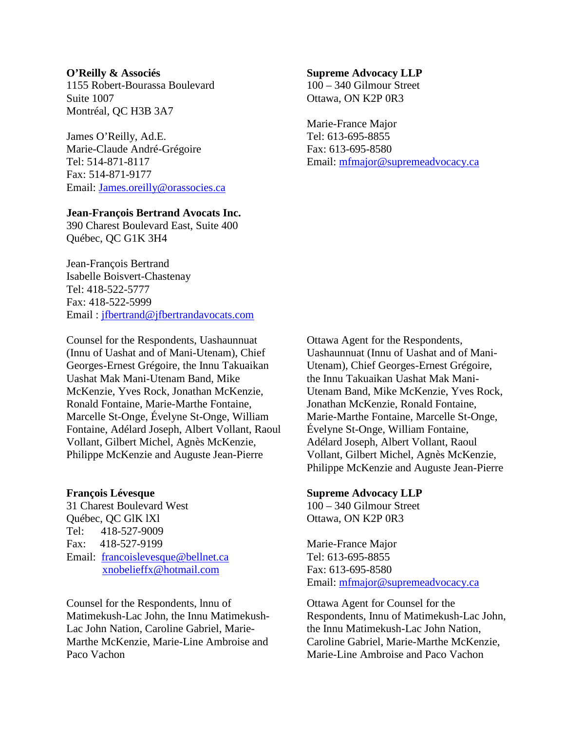**O'Reilly & Associés**
1155 Robert-Bourassa Boulevard
Suite 1007
Montréal, QC H3B 3A7

James O'Reilly, Ad.E.
Marie-Claude André-Grégoire
Tel: 514-871-8117
Fax: 514-871-9177
Email: James.oreilly@orassocies.ca

**Jean-François Bertrand Avocats Inc.**
390 Charest Boulevard East, Suite 400
Québec, QC G1K 3H4

Jean-François Bertrand
Isabelle Boisvert-Chastenay
Tel: 418-522-5777
Fax: 418-522-5999
Email : jfbertrand@jfbertrandavocats.com

Counsel for the Respondents, Uashaunnuat (Innu of Uashat and of Mani-Utenam), Chief Georges-Ernest Grégoire, the Innu Takuaikan Uashat Mak Mani-Utenam Band, Mike McKenzie, Yves Rock, Jonathan McKenzie, Ronald Fontaine, Marie-Marthe Fontaine, Marcelle St-Onge, Évelyne St-Onge, William Fontaine, Adélard Joseph, Albert Vollant, Raoul Vollant, Gilbert Michel, Agnès McKenzie, Philippe McKenzie and Auguste Jean-Pierre

**Supreme Advocacy LLP**
100 – 340 Gilmour Street
Ottawa, ON K2P 0R3

Marie-France Major
Tel: 613-695-8855
Fax: 613-695-8580
Email: mfmajor@supremeadvocacy.ca

Ottawa Agent for the Respondents, Uashaunnuat (Innu of Uashat and of Mani-Utenam), Chief Georges-Ernest Grégoire, the Innu Takuaikan Uashat Mak Mani-Utenam Band, Mike McKenzie, Yves Rock, Jonathan McKenzie, Ronald Fontaine, Marie-Marthe Fontaine, Marcelle St-Onge, Évelyne St-Onge, William Fontaine, Adélard Joseph, Albert Vollant, Raoul Vollant, Gilbert Michel, Agnès McKenzie, Philippe McKenzie and Auguste Jean-Pierre

**François Lévesque**
31 Charest Boulevard West
Québec, QC GlK lXl
Tel: 418-527-9009
Fax: 418-527-9199
Email: francoislevesque@bellnet.ca
xnobelieffx@hotmail.com

Counsel for the Respondents, lnnu of Matimekush-Lac John, the Innu Matimekush-Lac John Nation, Caroline Gabriel, Marie-Marthe McKenzie, Marie-Line Ambroise and Paco Vachon

**Supreme Advocacy LLP**
100 – 340 Gilmour Street
Ottawa, ON K2P 0R3

Marie-France Major
Tel: 613-695-8855
Fax: 613-695-8580
Email: mfmajor@supremeadvocacy.ca

Ottawa Agent for Counsel for the Respondents, Innu of Matimekush-Lac John, the Innu Matimekush-Lac John Nation, Caroline Gabriel, Marie-Marthe McKenzie, Marie-Line Ambroise and Paco Vachon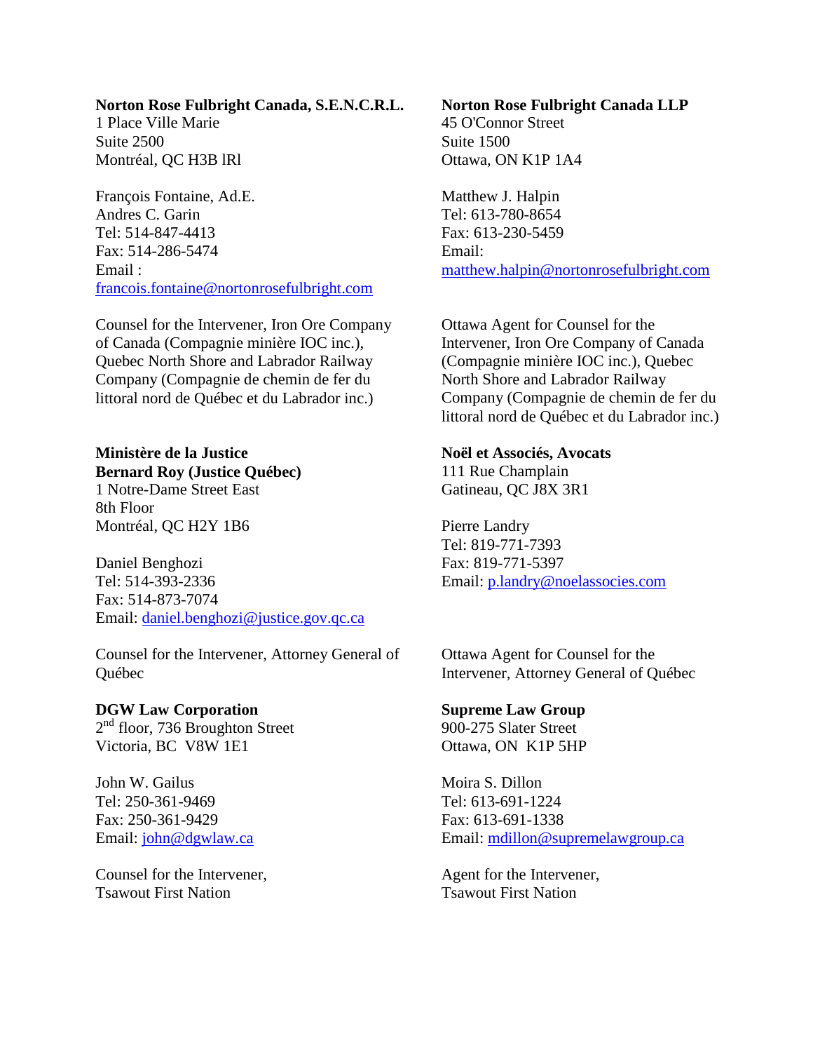**Norton Rose Fulbright Canada, S.E.N.C.R.L.**
1 Place Ville Marie
Suite 2500
Montréal, QC H3B lRl

François Fontaine, Ad.E.
Andres C. Garin
Tel: 514-847-4413
Fax: 514-286-5474
Email :
francois.fontaine@nortonrosefulbright.com

Counsel for the Intervener, Iron Ore Company of Canada (Compagnie minière IOC inc.), Quebec North Shore and Labrador Railway Company (Compagnie de chemin de fer du littoral nord de Québec et du Labrador inc.)

**Norton Rose Fulbright Canada LLP**
45 O'Connor Street
Suite 1500
Ottawa, ON K1P 1A4

Matthew J. Halpin
Tel: 613-780-8654
Fax: 613-230-5459
Email:
matthew.halpin@nortonrosefulbright.com

Ottawa Agent for Counsel for the Intervener, Iron Ore Company of Canada (Compagnie minière IOC inc.), Quebec North Shore and Labrador Railway Company (Compagnie de chemin de fer du littoral nord de Québec et du Labrador inc.)

**Ministère de la Justice**
**Bernard Roy (Justice Québec)**
1 Notre-Dame Street East
8th Floor
Montréal, QC H2Y 1B6

Daniel Benghozi
Tel: 514-393-2336
Fax: 514-873-7074
Email: daniel.benghozi@justice.gov.qc.ca

Counsel for the Intervener, Attorney General of Québec

**Noël et Associés, Avocats**
111 Rue Champlain
Gatineau, QC J8X 3R1

Pierre Landry
Tel: 819-771-7393
Fax: 819-771-5397
Email: p.landry@noelassocies.com

Ottawa Agent for Counsel for the Intervener, Attorney General of Québec

**DGW Law Corporation**
2nd floor, 736 Broughton Street
Victoria, BC V8W 1E1

John W. Gailus
Tel: 250-361-9469
Fax: 250-361-9429
Email: john@dgwlaw.ca

Counsel for the Intervener,
Tsawout First Nation

**Supreme Law Group**
900-275 Slater Street
Ottawa, ON K1P 5HP

Moira S. Dillon
Tel: 613-691-1224
Fax: 613-691-1338
Email: mdillon@supremelawgroup.ca

Agent for the Intervener,
Tsawout First Nation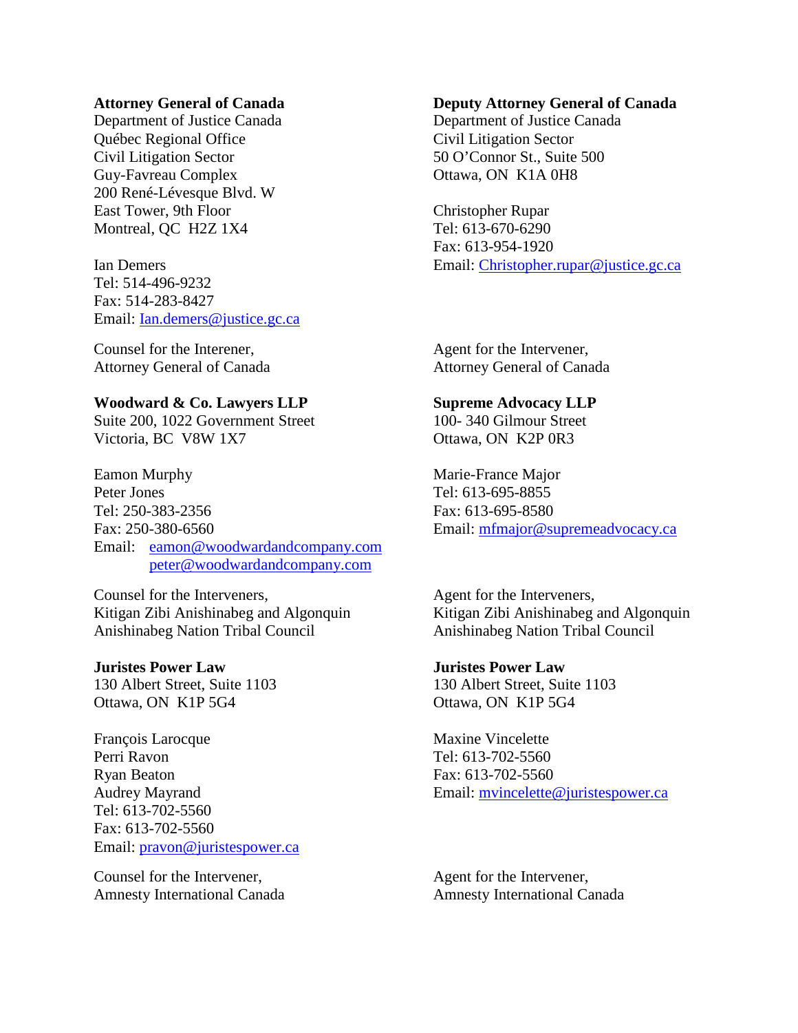**Attorney General of Canada**
Department of Justice Canada
Québec Regional Office
Civil Litigation Sector
Guy-Favreau Complex
200 René-Lévesque Blvd. W
East Tower, 9th Floor
Montreal, QC H2Z 1X4

Ian Demers
Tel: 514-496-9232
Fax: 514-283-8427
Email: Ian.demers@justice.gc.ca

Counsel for the Interener,
Attorney General of Canada

**Deputy Attorney General of Canada**
Department of Justice Canada
Civil Litigation Sector
50 O'Connor St., Suite 500
Ottawa, ON K1A 0H8

Christopher Rupar
Tel: 613-670-6290
Fax: 613-954-1920
Email: Christopher.rupar@justice.gc.ca

Agent for the Intervener,
Attorney General of Canada

**Woodward & Co. Lawyers LLP**
Suite 200, 1022 Government Street
Victoria, BC V8W 1X7

Eamon Murphy
Peter Jones
Tel: 250-383-2356
Fax: 250-380-6560
Email: eamon@woodwardandcompany.com
peter@woodwardandcompany.com

Counsel for the Interveners,
Kitigan Zibi Anishinabeg and Algonquin Anishinabeg Nation Tribal Council

**Supreme Advocacy LLP**
100- 340 Gilmour Street
Ottawa, ON K2P 0R3

Marie-France Major
Tel: 613-695-8855
Fax: 613-695-8580
Email: mfmajor@supremeadvocacy.ca

Agent for the Interveners,
Kitigan Zibi Anishinabeg and Algonquin Anishinabeg Nation Tribal Council

**Juristes Power Law**
130 Albert Street, Suite 1103
Ottawa, ON K1P 5G4

François Larocque
Perri Ravon
Ryan Beaton
Audrey Mayrand
Tel: 613-702-5560
Fax: 613-702-5560
Email: pravon@juristespower.ca

Counsel for the Intervener,
Amnesty International Canada

**Juristes Power Law**
130 Albert Street, Suite 1103
Ottawa, ON K1P 5G4

Maxine Vincelette
Tel: 613-702-5560
Fax: 613-702-5560
Email: mvincelette@juristespower.ca

Agent for the Intervener,
Amnesty International Canada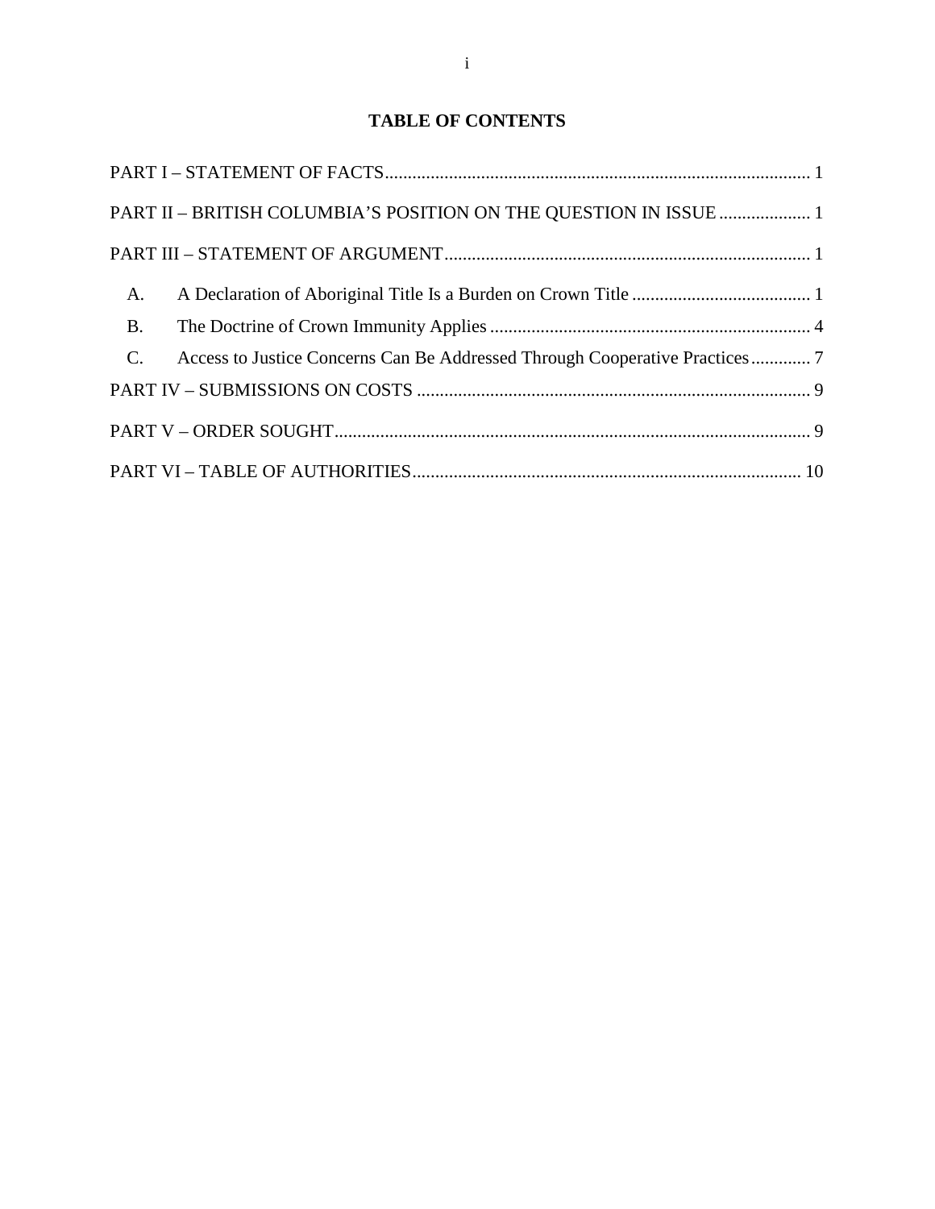# TABLE OF CONTENTS

PART I – STATEMENT OF FACTS .......... 1

PART II – BRITISH COLUMBIA'S POSITION ON THE QUESTION IN ISSUE .......... 1

PART III – STATEMENT OF ARGUMENT .......... 1

- A. A Declaration of Aboriginal Title Is a Burden on Crown Title .......... 1
- B. The Doctrine of Crown Immunity Applies .......... 4
- C. Access to Justice Concerns Can Be Addressed Through Cooperative Practices .......... 7

PART IV – SUBMISSIONS ON COSTS .......... 9

PART V – ORDER SOUGHT .......... 9

PART VI – TABLE OF AUTHORITIES .......... 10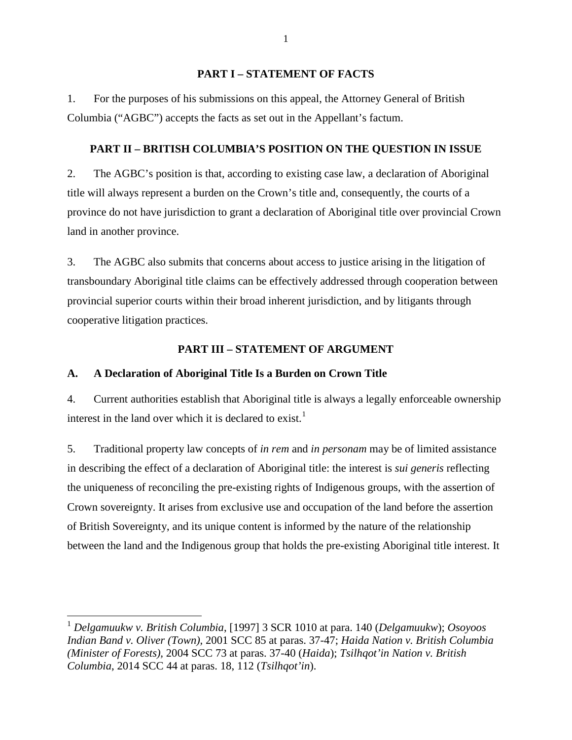## PART I – STATEMENT OF FACTS

1. For the purposes of his submissions on this appeal, the Attorney General of British Columbia ("AGBC") accepts the facts as set out in the Appellant's factum.

## PART II – BRITISH COLUMBIA'S POSITION ON THE QUESTION IN ISSUE

2. The AGBC's position is that, according to existing case law, a declaration of Aboriginal title will always represent a burden on the Crown's title and, consequently, the courts of a province do not have jurisdiction to grant a declaration of Aboriginal title over provincial Crown land in another province.

3. The AGBC also submits that concerns about access to justice arising in the litigation of transboundary Aboriginal title claims can be effectively addressed through cooperation between provincial superior courts within their broad inherent jurisdiction, and by litigants through cooperative litigation practices.

## PART III – STATEMENT OF ARGUMENT

### A. A Declaration of Aboriginal Title Is a Burden on Crown Title

4. Current authorities establish that Aboriginal title is always a legally enforceable ownership interest in the land over which it is declared to exist.[1]

5. Traditional property law concepts of *in rem* and *in personam* may be of limited assistance in describing the effect of a declaration of Aboriginal title: the interest is *sui generis* reflecting the uniqueness of reconciling the pre-existing rights of Indigenous groups, with the assertion of Crown sovereignty. It arises from exclusive use and occupation of the land before the assertion of British Sovereignty, and its unique content is informed by the nature of the relationship between the land and the Indigenous group that holds the pre-existing Aboriginal title interest. It

---

[1] *Delgamuukw v. British Columbia*, [1997] 3 SCR 1010 at para. 140 (*Delgamuukw*); *Osoyoos Indian Band v. Oliver (Town)*, 2001 SCC 85 at paras. 37-47; *Haida Nation v. British Columbia (Minister of Forests)*, 2004 SCC 73 at paras. 37-40 (*Haida*); *Tsilhqot'in Nation v. British Columbia*, 2014 SCC 44 at paras. 18, 112 (*Tsilhqot'in*).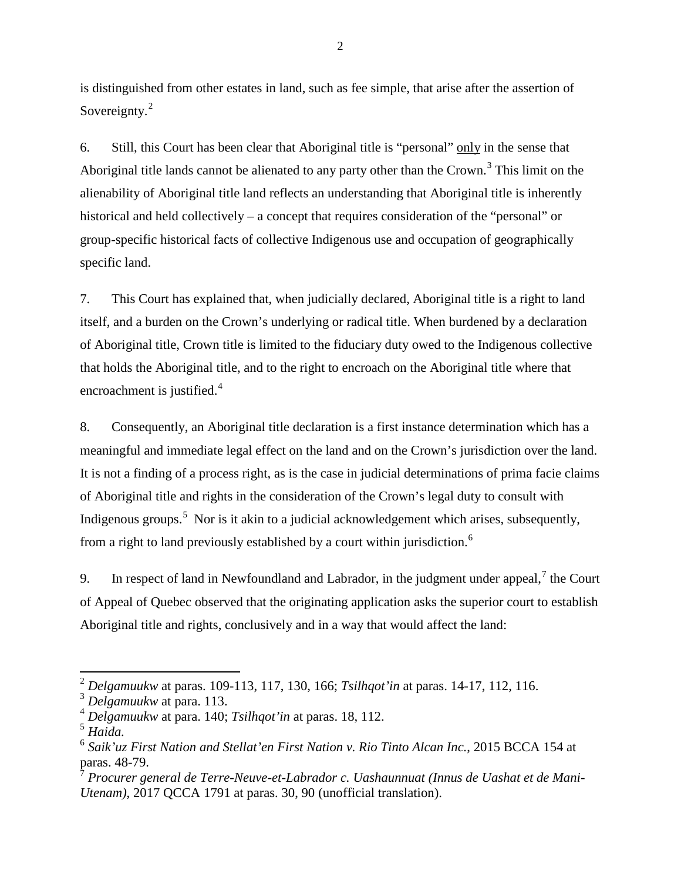is distinguished from other estates in land, such as fee simple, that arise after the assertion of Sovereignty.[2]

6. Still, this Court has been clear that Aboriginal title is "personal" <u>only</u> in the sense that Aboriginal title lands cannot be alienated to any party other than the Crown.[3] This limit on the alienability of Aboriginal title land reflects an understanding that Aboriginal title is inherently historical and held collectively – a concept that requires consideration of the "personal" or group-specific historical facts of collective Indigenous use and occupation of geographically specific land.

7. This Court has explained that, when judicially declared, Aboriginal title is a right to land itself, and a burden on the Crown's underlying or radical title. When burdened by a declaration of Aboriginal title, Crown title is limited to the fiduciary duty owed to the Indigenous collective that holds the Aboriginal title, and to the right to encroach on the Aboriginal title where that encroachment is justified.[4]

8. Consequently, an Aboriginal title declaration is a first instance determination which has a meaningful and immediate legal effect on the land and on the Crown's jurisdiction over the land. It is not a finding of a process right, as is the case in judicial determinations of prima facie claims of Aboriginal title and rights in the consideration of the Crown's legal duty to consult with Indigenous groups.[5] Nor is it akin to a judicial acknowledgement which arises, subsequently, from a right to land previously established by a court within jurisdiction.[6]

9. In respect of land in Newfoundland and Labrador, in the judgment under appeal,[7] the Court of Appeal of Quebec observed that the originating application asks the superior court to establish Aboriginal title and rights, conclusively and in a way that would affect the land:

---

[2] *Delgamuukw* at paras. 109-113, 117, 130, 166; *Tsilhqot'in* at paras. 14-17, 112, 116.

[3] *Delgamuukw* at para. 113.

[4] *Delgamuukw* at para. 140; *Tsilhqot'in* at paras. 18, 112.

[5] *Haida.*

[6] *Saik'uz First Nation and Stellat'en First Nation v. Rio Tinto Alcan Inc.*, 2015 BCCA 154 at paras. 48-79.

[7] *Procurer general de Terre-Neuve-et-Labrador c. Uashaunnuat (Innus de Uashat et de Mani-Utenam)*, 2017 QCCA 1791 at paras. 30, 90 (unofficial translation).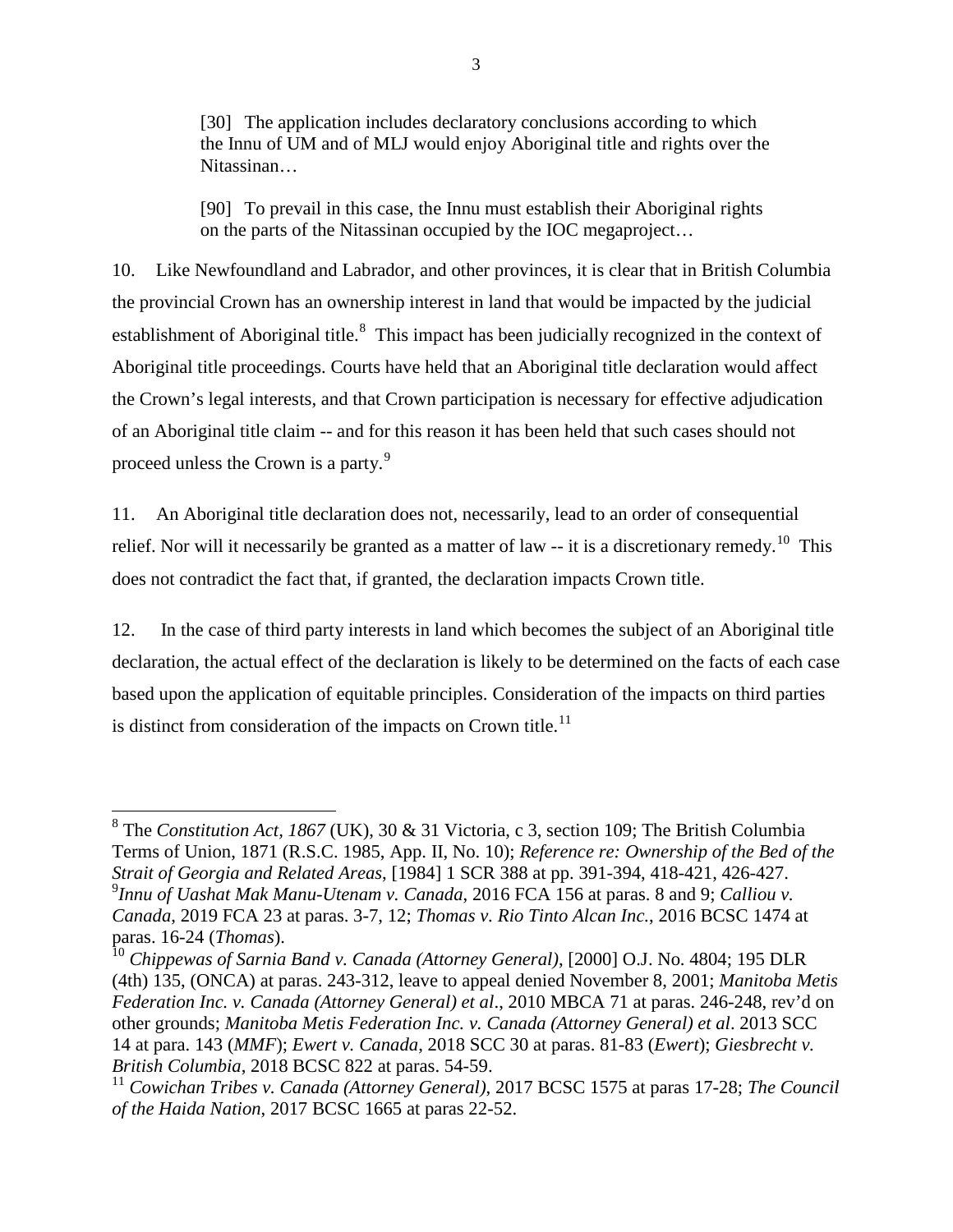> [30] The application includes declaratory conclusions according to which the Innu of UM and of MLJ would enjoy Aboriginal title and rights over the Nitassinan…
>
> [90] To prevail in this case, the Innu must establish their Aboriginal rights on the parts of the Nitassinan occupied by the IOC megaproject…

10. Like Newfoundland and Labrador, and other provinces, it is clear that in British Columbia the provincial Crown has an ownership interest in land that would be impacted by the judicial establishment of Aboriginal title.[8] This impact has been judicially recognized in the context of Aboriginal title proceedings. Courts have held that an Aboriginal title declaration would affect the Crown's legal interests, and that Crown participation is necessary for effective adjudication of an Aboriginal title claim -- and for this reason it has been held that such cases should not proceed unless the Crown is a party.[9]

11. An Aboriginal title declaration does not, necessarily, lead to an order of consequential relief. Nor will it necessarily be granted as a matter of law -- it is a discretionary remedy.[10] This does not contradict the fact that, if granted, the declaration impacts Crown title.

12. In the case of third party interests in land which becomes the subject of an Aboriginal title declaration, the actual effect of the declaration is likely to be determined on the facts of each case based upon the application of equitable principles. Consideration of the impacts on third parties is distinct from consideration of the impacts on Crown title.[11]

---

[8] The *Constitution Act, 1867* (UK), 30 & 31 Victoria, c 3, section 109; The British Columbia Terms of Union, 1871 (R.S.C. 1985, App. II, No. 10); *Reference re: Ownership of the Bed of the Strait of Georgia and Related Areas*, [1984] 1 SCR 388 at pp. 391-394, 418-421, 426-427.

[9] *Innu of Uashat Mak Manu-Utenam v. Canada*, 2016 FCA 156 at paras. 8 and 9; *Calliou v. Canada*, 2019 FCA 23 at paras. 3-7, 12; *Thomas v. Rio Tinto Alcan Inc.*, 2016 BCSC 1474 at paras. 16-24 (*Thomas*).

[10] *Chippewas of Sarnia Band v. Canada (Attorney General)*, [2000] O.J. No. 4804; 195 DLR (4th) 135, (ONCA) at paras. 243-312, leave to appeal denied November 8, 2001; *Manitoba Metis Federation Inc. v. Canada (Attorney General) et al*., 2010 MBCA 71 at paras. 246-248, rev'd on other grounds; *Manitoba Metis Federation Inc. v. Canada (Attorney General) et al*. 2013 SCC 14 at para. 143 (*MMF*); *Ewert v. Canada*, 2018 SCC 30 at paras. 81-83 (*Ewert*); *Giesbrecht v. British Columbia*, 2018 BCSC 822 at paras. 54-59.

[11] *Cowichan Tribes v. Canada (Attorney General)*, 2017 BCSC 1575 at paras 17-28; *The Council of the Haida Nation*, 2017 BCSC 1665 at paras 22-52.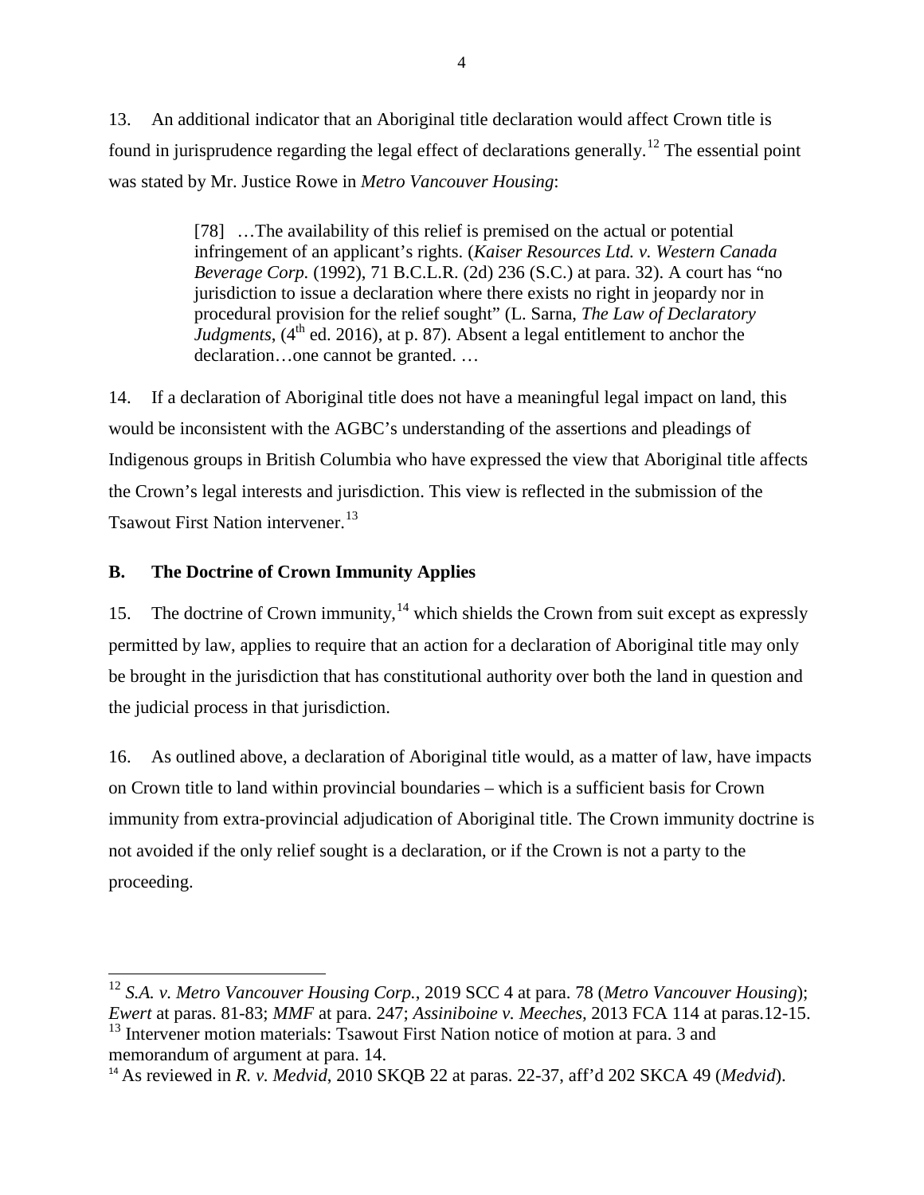13. An additional indicator that an Aboriginal title declaration would affect Crown title is found in jurisprudence regarding the legal effect of declarations generally.[12] The essential point was stated by Mr. Justice Rowe in *Metro Vancouver Housing*:

> [78] …The availability of this relief is premised on the actual or potential infringement of an applicant's rights. (*Kaiser Resources Ltd. v. Western Canada Beverage Corp.* (1992), 71 B.C.L.R. (2d) 236 (S.C.) at para. 32). A court has "no jurisdiction to issue a declaration where there exists no right in jeopardy nor in procedural provision for the relief sought" (L. Sarna, *The Law of Declaratory Judgments*, (4th ed. 2016), at p. 87). Absent a legal entitlement to anchor the declaration…one cannot be granted. …

14. If a declaration of Aboriginal title does not have a meaningful legal impact on land, this would be inconsistent with the AGBC's understanding of the assertions and pleadings of Indigenous groups in British Columbia who have expressed the view that Aboriginal title affects the Crown's legal interests and jurisdiction. This view is reflected in the submission of the Tsawout First Nation intervener.[13]

## B. The Doctrine of Crown Immunity Applies

15. The doctrine of Crown immunity,[14] which shields the Crown from suit except as expressly permitted by law, applies to require that an action for a declaration of Aboriginal title may only be brought in the jurisdiction that has constitutional authority over both the land in question and the judicial process in that jurisdiction.

16. As outlined above, a declaration of Aboriginal title would, as a matter of law, have impacts on Crown title to land within provincial boundaries – which is a sufficient basis for Crown immunity from extra-provincial adjudication of Aboriginal title. The Crown immunity doctrine is not avoided if the only relief sought is a declaration, or if the Crown is not a party to the proceeding.

---

[12] *S.A. v. Metro Vancouver Housing Corp.*, 2019 SCC 4 at para. 78 (*Metro Vancouver Housing*); *Ewert* at paras. 81-83; *MMF* at para. 247; *Assiniboine v. Meeches*, 2013 FCA 114 at paras.12-15.

[13] Intervener motion materials: Tsawout First Nation notice of motion at para. 3 and memorandum of argument at para. 14.

[14] As reviewed in *R. v. Medvid*, 2010 SKQB 22 at paras. 22-37, aff'd 202 SKCA 49 (*Medvid*).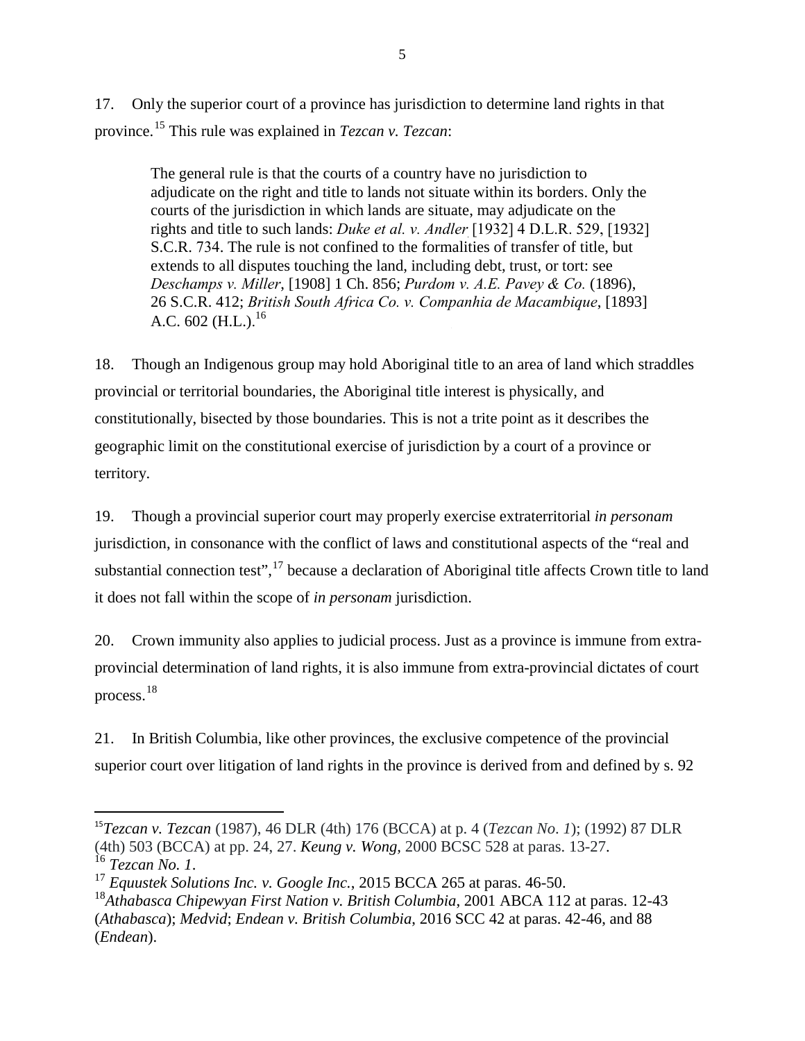17. Only the superior court of a province has jurisdiction to determine land rights in that province.[15] This rule was explained in *Tezcan v. Tezcan*:

> The general rule is that the courts of a country have no jurisdiction to adjudicate on the right and title to lands not situate within its borders. Only the courts of the jurisdiction in which lands are situate, may adjudicate on the rights and title to such lands: *Duke et al. v. Andler* [1932] 4 D.L.R. 529, [1932] S.C.R. 734. The rule is not confined to the formalities of transfer of title, but extends to all disputes touching the land, including debt, trust, or tort: see *Deschamps v. Miller*, [1908] 1 Ch. 856; *Purdom v. A.E. Pavey & Co.* (1896), 26 S.C.R. 412; *British South Africa Co. v. Companhia de Macambique*, [1893] A.C. 602 (H.L.).[16]

18. Though an Indigenous group may hold Aboriginal title to an area of land which straddles provincial or territorial boundaries, the Aboriginal title interest is physically, and constitutionally, bisected by those boundaries. This is not a trite point as it describes the geographic limit on the constitutional exercise of jurisdiction by a court of a province or territory.

19. Though a provincial superior court may properly exercise extraterritorial *in personam* jurisdiction, in consonance with the conflict of laws and constitutional aspects of the "real and substantial connection test",[17] because a declaration of Aboriginal title affects Crown title to land it does not fall within the scope of *in personam* jurisdiction.

20. Crown immunity also applies to judicial process. Just as a province is immune from extra-provincial determination of land rights, it is also immune from extra-provincial dictates of court process.[18]

21. In British Columbia, like other provinces, the exclusive competence of the provincial superior court over litigation of land rights in the province is derived from and defined by s. 92

---

[15] *Tezcan v. Tezcan* (1987), 46 DLR (4th) 176 (BCCA) at p. 4 (*Tezcan No. 1*); (1992) 87 DLR (4th) 503 (BCCA) at pp. 24, 27. *Keung v. Wong*, 2000 BCSC 528 at paras. 13-27.

[16] *Tezcan No. 1*.

[17] *Equustek Solutions Inc. v. Google Inc.*, 2015 BCCA 265 at paras. 46-50.

[18] *Athabasca Chipewyan First Nation v. British Columbia*, 2001 ABCA 112 at paras. 12-43 (*Athabasca*); *Medvid*; *Endean v. British Columbia*, 2016 SCC 42 at paras. 42-46, and 88 (*Endean*).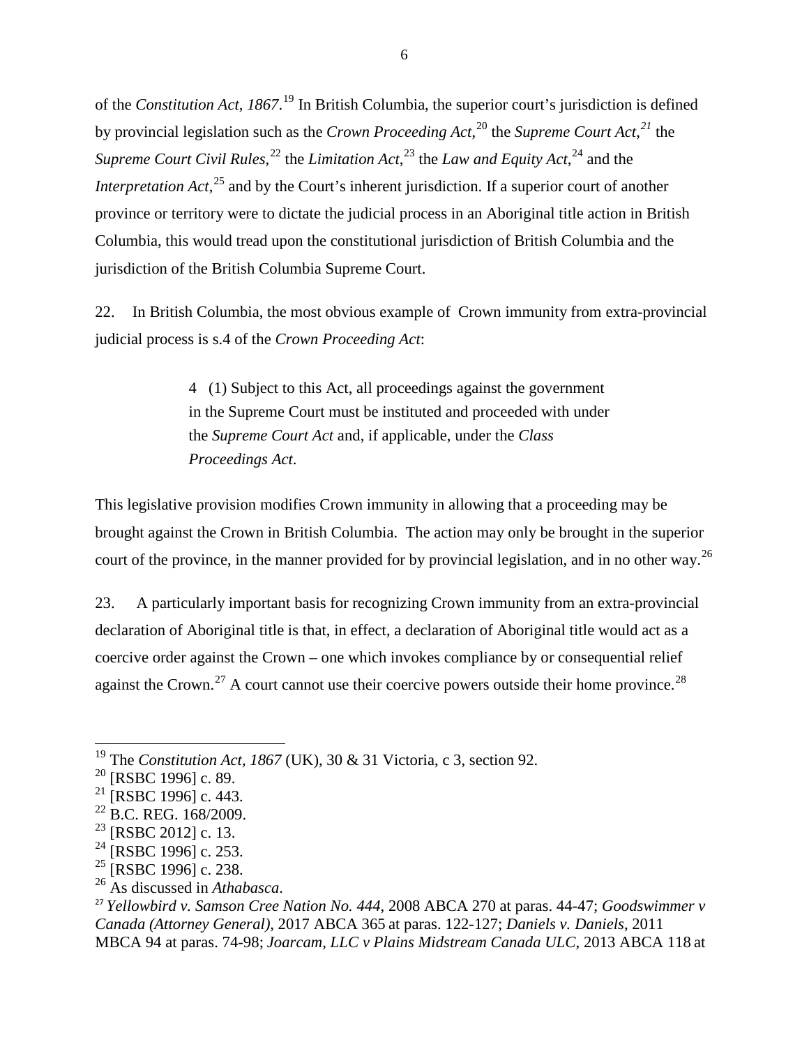of the *Constitution Act, 1867*.[19] In British Columbia, the superior court's jurisdiction is defined by provincial legislation such as the *Crown Proceeding Act*,[20] the *Supreme Court Act*,[21] the *Supreme Court Civil Rules*,[22] the *Limitation Act*,[23] the *Law and Equity Act*,[24] and the *Interpretation Act*,[25] and by the Court's inherent jurisdiction. If a superior court of another province or territory were to dictate the judicial process in an Aboriginal title action in British Columbia, this would tread upon the constitutional jurisdiction of British Columbia and the jurisdiction of the British Columbia Supreme Court.

22. In British Columbia, the most obvious example of Crown immunity from extra-provincial judicial process is s.4 of the *Crown Proceeding Act*:

> 4 (1) Subject to this Act, all proceedings against the government in the Supreme Court must be instituted and proceeded with under the *Supreme Court Act* and, if applicable, under the *Class Proceedings Act*.

This legislative provision modifies Crown immunity in allowing that a proceeding may be brought against the Crown in British Columbia. The action may only be brought in the superior court of the province, in the manner provided for by provincial legislation, and in no other way.[26]

23. A particularly important basis for recognizing Crown immunity from an extra-provincial declaration of Aboriginal title is that, in effect, a declaration of Aboriginal title would act as a coercive order against the Crown – one which invokes compliance by or consequential relief against the Crown.[27] A court cannot use their coercive powers outside their home province.[28]

---

[19] The *Constitution Act, 1867* (UK), 30 & 31 Victoria, c 3, section 92.
[20] [RSBC 1996] c. 89.
[21] [RSBC 1996] c. 443.
[22] B.C. REG. 168/2009.
[23] [RSBC 2012] c. 13.
[24] [RSBC 1996] c. 253.
[25] [RSBC 1996] c. 238.
[26] As discussed in *Athabasca*.
[27] *Yellowbird v. Samson Cree Nation No. 444*, 2008 ABCA 270 at paras. 44-47; *Goodswimmer v Canada (Attorney General)*, 2017 ABCA 365 at paras. 122-127; *Daniels v. Daniels*, 2011 MBCA 94 at paras. 74-98; *Joarcam, LLC v Plains Midstream Canada ULC*, 2013 ABCA 118 at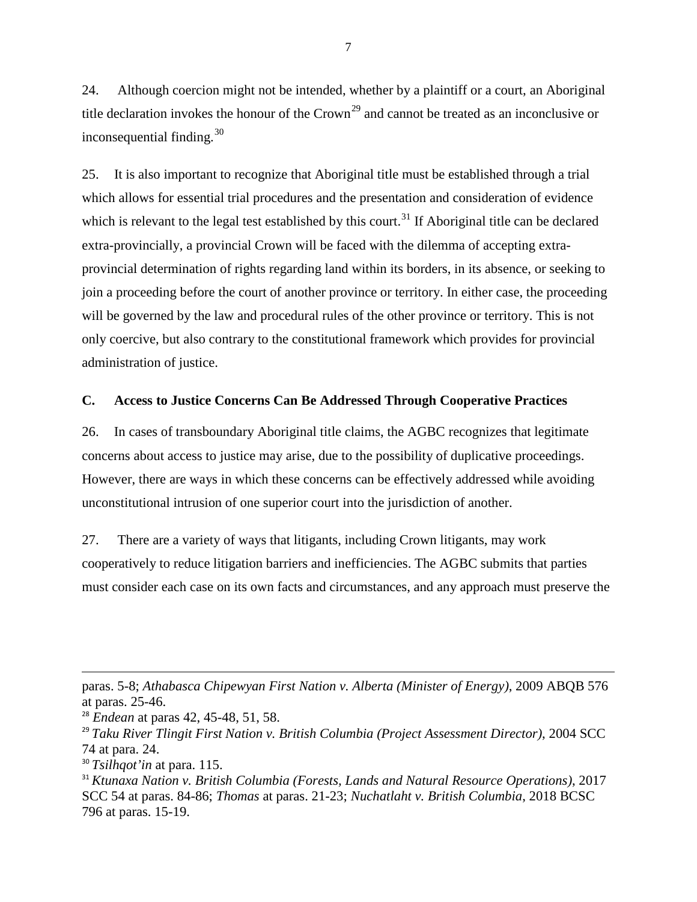24. Although coercion might not be intended, whether by a plaintiff or a court, an Aboriginal title declaration invokes the honour of the Crown[29] and cannot be treated as an inconclusive or inconsequential finding.[30]

25. It is also important to recognize that Aboriginal title must be established through a trial which allows for essential trial procedures and the presentation and consideration of evidence which is relevant to the legal test established by this court.[31] If Aboriginal title can be declared extra-provincially, a provincial Crown will be faced with the dilemma of accepting extra-provincial determination of rights regarding land within its borders, in its absence, or seeking to join a proceeding before the court of another province or territory. In either case, the proceeding will be governed by the law and procedural rules of the other province or territory. This is not only coercive, but also contrary to the constitutional framework which provides for provincial administration of justice.

### C. Access to Justice Concerns Can Be Addressed Through Cooperative Practices

26. In cases of transboundary Aboriginal title claims, the AGBC recognizes that legitimate concerns about access to justice may arise, due to the possibility of duplicative proceedings. However, there are ways in which these concerns can be effectively addressed while avoiding unconstitutional intrusion of one superior court into the jurisdiction of another.

27. There are a variety of ways that litigants, including Crown litigants, may work cooperatively to reduce litigation barriers and inefficiencies. The AGBC submits that parties must consider each case on its own facts and circumstances, and any approach must preserve the

---

paras. 5-8; *Athabasca Chipewyan First Nation v. Alberta (Minister of Energy)*, 2009 ABQB 576 at paras. 25-46.

[28] *Endean* at paras 42, 45-48, 51, 58.

[29] *Taku River Tlingit First Nation v. British Columbia (Project Assessment Director)*, 2004 SCC 74 at para. 24.

[30] *Tsilhqot'in* at para. 115.

[31] *Ktunaxa Nation v. British Columbia (Forests, Lands and Natural Resource Operations)*, 2017 SCC 54 at paras. 84-86; *Thomas* at paras. 21-23; *Nuchatlaht v. British Columbia*, 2018 BCSC 796 at paras. 15-19.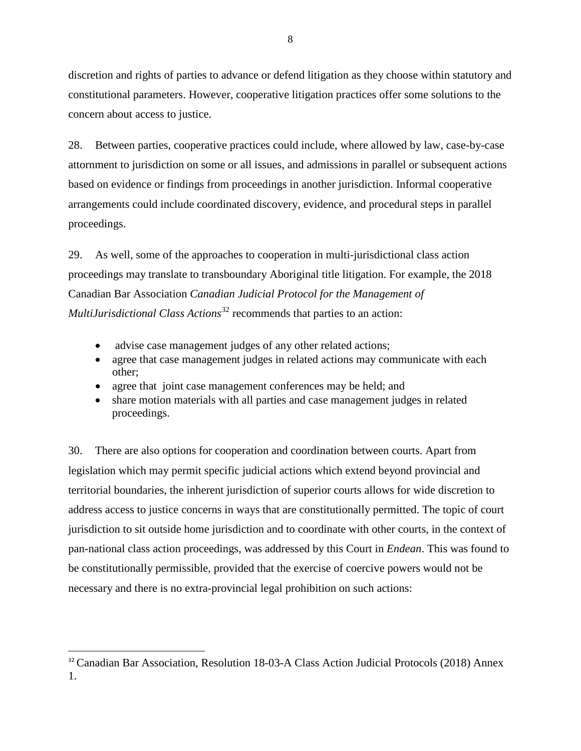discretion and rights of parties to advance or defend litigation as they choose within statutory and constitutional parameters. However, cooperative litigation practices offer some solutions to the concern about access to justice.

28. Between parties, cooperative practices could include, where allowed by law, case-by-case attornment to jurisdiction on some or all issues, and admissions in parallel or subsequent actions based on evidence or findings from proceedings in another jurisdiction. Informal cooperative arrangements could include coordinated discovery, evidence, and procedural steps in parallel proceedings.

29. As well, some of the approaches to cooperation in multi-jurisdictional class action proceedings may translate to transboundary Aboriginal title litigation. For example, the 2018 Canadian Bar Association *Canadian Judicial Protocol for the Management of MultiJurisdictional Class Actions*[32] recommends that parties to an action:

- advise case management judges of any other related actions;
- agree that case management judges in related actions may communicate with each other;
- agree that joint case management conferences may be held; and
- share motion materials with all parties and case management judges in related proceedings.

30. There are also options for cooperation and coordination between courts. Apart from legislation which may permit specific judicial actions which extend beyond provincial and territorial boundaries, the inherent jurisdiction of superior courts allows for wide discretion to address access to justice concerns in ways that are constitutionally permitted. The topic of court jurisdiction to sit outside home jurisdiction and to coordinate with other courts, in the context of pan-national class action proceedings, was addressed by this Court in *Endean*. This was found to be constitutionally permissible, provided that the exercise of coercive powers would not be necessary and there is no extra-provincial legal prohibition on such actions:

[32] Canadian Bar Association, Resolution 18-03-A Class Action Judicial Protocols (2018) Annex 1.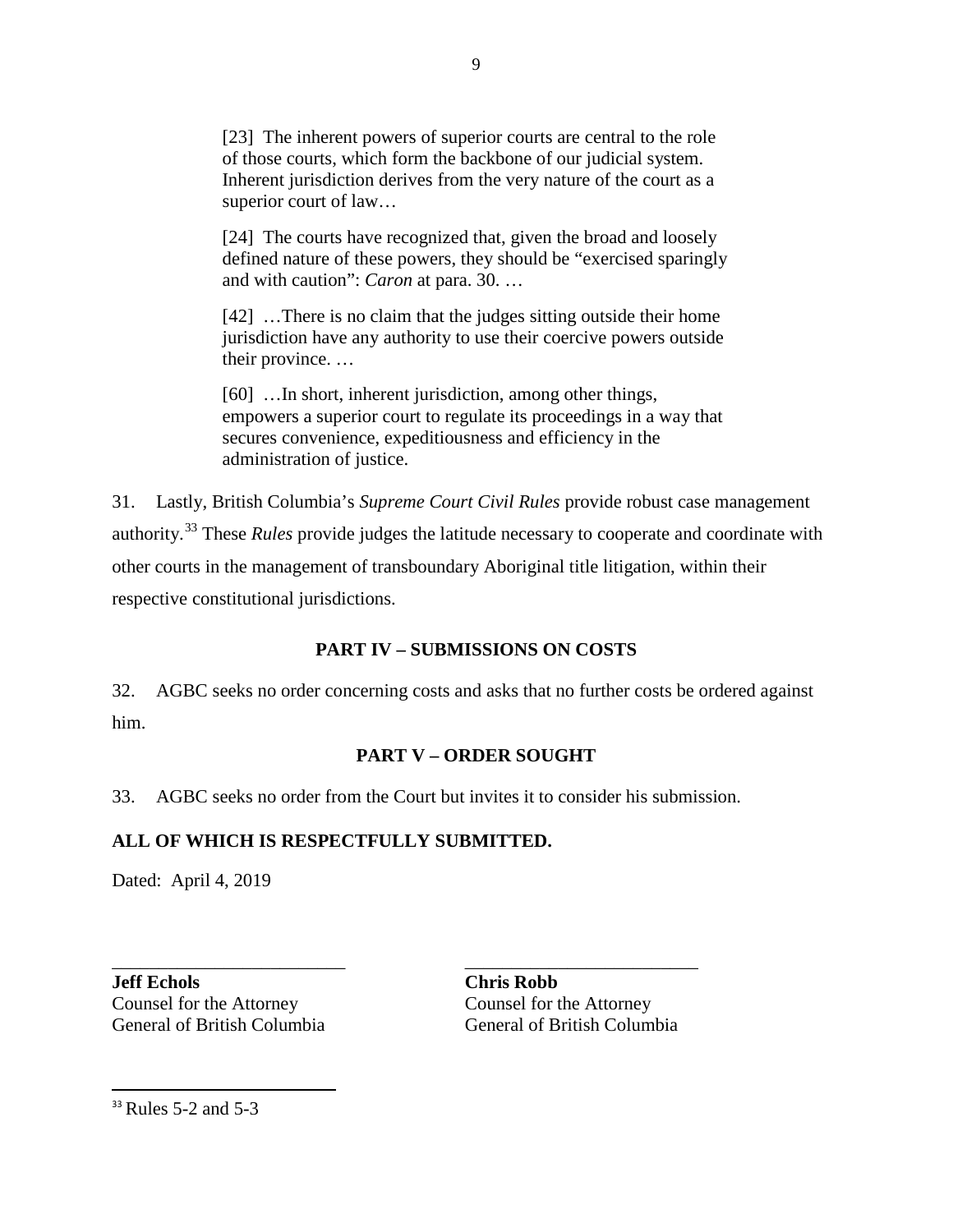> [23] The inherent powers of superior courts are central to the role of those courts, which form the backbone of our judicial system. Inherent jurisdiction derives from the very nature of the court as a superior court of law…
>
> [24] The courts have recognized that, given the broad and loosely defined nature of these powers, they should be "exercised sparingly and with caution": *Caron* at para. 30. …
>
> [42] …There is no claim that the judges sitting outside their home jurisdiction have any authority to use their coercive powers outside their province. …
>
> [60] …In short, inherent jurisdiction, among other things, empowers a superior court to regulate its proceedings in a way that secures convenience, expeditiousness and efficiency in the administration of justice.

31. Lastly, British Columbia's *Supreme Court Civil Rules* provide robust case management authority.[33] These *Rules* provide judges the latitude necessary to cooperate and coordinate with other courts in the management of transboundary Aboriginal title litigation, within their respective constitutional jurisdictions.

## PART IV – SUBMISSIONS ON COSTS

32. AGBC seeks no order concerning costs and asks that no further costs be ordered against him.

## PART V – ORDER SOUGHT

33. AGBC seeks no order from the Court but invites it to consider his submission.

**ALL OF WHICH IS RESPECTFULLY SUBMITTED.**

Dated: April 4, 2019

\_\_\_\_\_\_\_\_\_\_\_\_\_\_\_\_\_\_\_\_\_\_\_\_\_\_
**Jeff Echols**
Counsel for the Attorney General of British Columbia

\_\_\_\_\_\_\_\_\_\_\_\_\_\_\_\_\_\_\_\_\_\_\_\_\_\_
**Chris Robb**
Counsel for the Attorney General of British Columbia

---

[33] Rules 5-2 and 5-3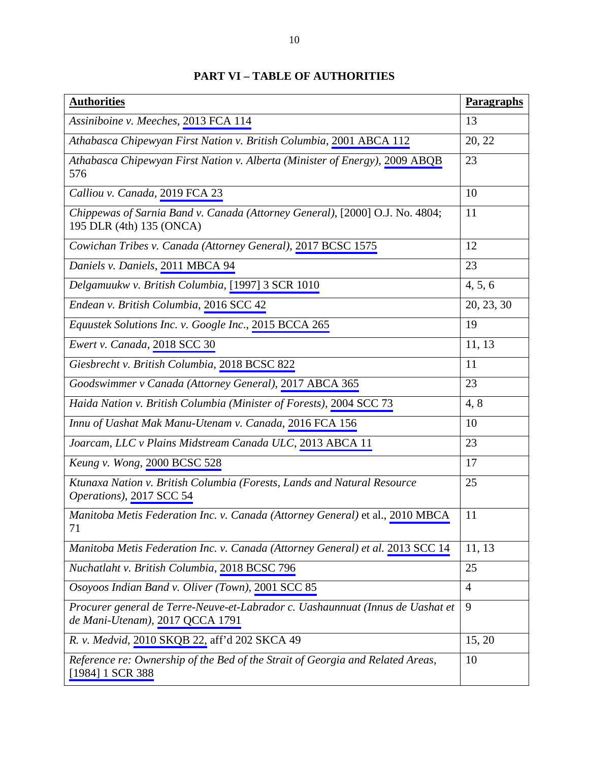**PART VI – TABLE OF AUTHORITIES**

| **Authorities** | **Paragraphs** |
|---|---|
| *Assiniboine v. Meeches*, 2013 FCA 114 | 13 |
| *Athabasca Chipewyan First Nation v. British Columbia*, 2001 ABCA 112 | 20, 22 |
| *Athabasca Chipewyan First Nation v. Alberta (Minister of Energy)*, 2009 ABQB 576 | 23 |
| *Calliou v. Canada*, 2019 FCA 23 | 10 |
| *Chippewas of Sarnia Band v. Canada (Attorney General)*, [2000] O.J. No. 4804; 195 DLR (4th) 135 (ONCA) | 11 |
| *Cowichan Tribes v. Canada (Attorney General)*, 2017 BCSC 1575 | 12 |
| *Daniels v. Daniels*, 2011 MBCA 94 | 23 |
| *Delgamuukw v. British Columbia*, [1997] 3 SCR 1010 | 4, 5, 6 |
| *Endean v. British Columbia*, 2016 SCC 42 | 20, 23, 30 |
| *Equustek Solutions Inc. v. Google Inc.*, 2015 BCCA 265 | 19 |
| *Ewert v. Canada*, 2018 SCC 30 | 11, 13 |
| *Giesbrecht v. British Columbia*, 2018 BCSC 822 | 11 |
| *Goodswimmer v Canada (Attorney General)*, 2017 ABCA 365 | 23 |
| *Haida Nation v. British Columbia (Minister of Forests)*, 2004 SCC 73 | 4, 8 |
| *Innu of Uashat Mak Manu-Utenam v. Canada*, 2016 FCA 156 | 10 |
| *Joarcam, LLC v Plains Midstream Canada ULC*, 2013 ABCA 11 | 23 |
| *Keung v. Wong*, 2000 BCSC 528 | 17 |
| *Ktunaxa Nation v. British Columbia (Forests, Lands and Natural Resource Operations)*, 2017 SCC 54 | 25 |
| *Manitoba Metis Federation Inc. v. Canada (Attorney General)* et al., 2010 MBCA 71 | 11 |
| *Manitoba Metis Federation Inc. v. Canada (Attorney General) et al.* 2013 SCC 14 | 11, 13 |
| *Nuchatlaht v. British Columbia*, 2018 BCSC 796 | 25 |
| *Osoyoos Indian Band v. Oliver (Town)*, 2001 SCC 85 | 4 |
| *Procurer general de Terre-Neuve-et-Labrador c. Uashaunnuat (Innus de Uashat et de Mani-Utenam)*, 2017 QCCA 1791 | 9 |
| *R. v. Medvid*, 2010 SKQB 22, aff'd 202 SKCA 49 | 15, 20 |
| *Reference re: Ownership of the Bed of the Strait of Georgia and Related Areas*, [1984] 1 SCR 388 | 10 |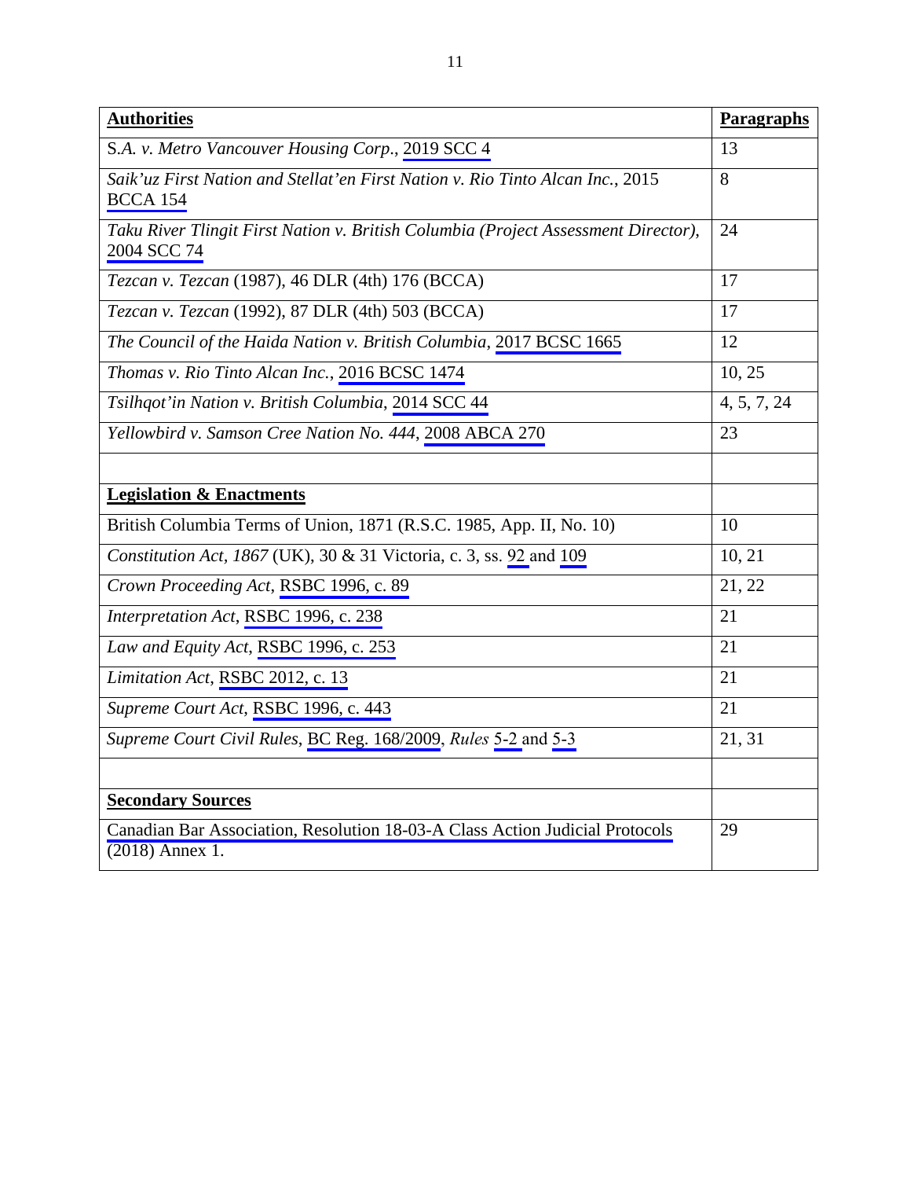| **Authorities** | **Paragraphs** |
|---|---|
| *S.A. v. Metro Vancouver Housing Corp.*, 2019 SCC 4 | 13 |
| *Saik'uz First Nation and Stellat'en First Nation v. Rio Tinto Alcan Inc.*, 2015 BCCA 154 | 8 |
| *Taku River Tlingit First Nation v. British Columbia (Project Assessment Director)*, 2004 SCC 74 | 24 |
| *Tezcan v. Tezcan* (1987), 46 DLR (4th) 176 (BCCA) | 17 |
| *Tezcan v. Tezcan* (1992), 87 DLR (4th) 503 (BCCA) | 17 |
| *The Council of the Haida Nation v. British Columbia*, 2017 BCSC 1665 | 12 |
| *Thomas v. Rio Tinto Alcan Inc.*, 2016 BCSC 1474 | 10, 25 |
| *Tsilhqot'in Nation v. British Columbia*, 2014 SCC 44 | 4, 5, 7, 24 |
| *Yellowbird v. Samson Cree Nation No. 444*, 2008 ABCA 270 | 23 |
| | |
| **Legislation & Enactments** | |
| British Columbia Terms of Union, 1871 (R.S.C. 1985, App. II, No. 10) | 10 |
| *Constitution Act, 1867* (UK), 30 & 31 Victoria, c. 3, ss. 92 and 109 | 10, 21 |
| *Crown Proceeding Act*, RSBC 1996, c. 89 | 21, 22 |
| *Interpretation Act*, RSBC 1996, c. 238 | 21 |
| *Law and Equity Act*, RSBC 1996, c. 253 | 21 |
| *Limitation Act*, RSBC 2012, c. 13 | 21 |
| *Supreme Court Act*, RSBC 1996, c. 443 | 21 |
| *Supreme Court Civil Rules*, BC Reg. 168/2009, *Rules* 5-2 and 5-3 | 21, 31 |
| | |
| **Secondary Sources** | |
| Canadian Bar Association, Resolution 18-03-A Class Action Judicial Protocols (2018) Annex 1. | 29 |